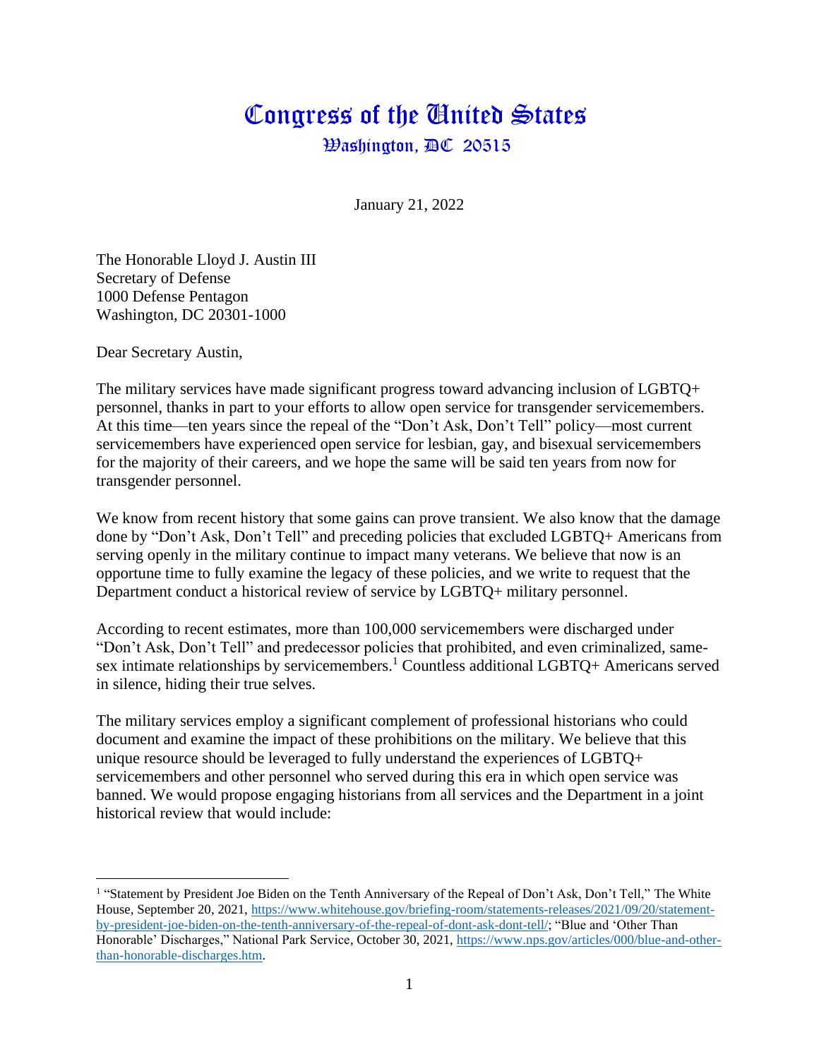# Congress of the United States

## Washington, DC 20515

January 21, 2022

The Honorable Lloyd J. Austin III
Secretary of Defense
1000 Defense Pentagon
Washington, DC 20301-1000

Dear Secretary Austin,

The military services have made significant progress toward advancing inclusion of LGBTQ+ personnel, thanks in part to your efforts to allow open service for transgender servicemembers. At this time—ten years since the repeal of the "Don't Ask, Don't Tell" policy—most current servicemembers have experienced open service for lesbian, gay, and bisexual servicemembers for the majority of their careers, and we hope the same will be said ten years from now for transgender personnel.

We know from recent history that some gains can prove transient. We also know that the damage done by "Don't Ask, Don't Tell" and preceding policies that excluded LGBTQ+ Americans from serving openly in the military continue to impact many veterans. We believe that now is an opportune time to fully examine the legacy of these policies, and we write to request that the Department conduct a historical review of service by LGBTQ+ military personnel.

According to recent estimates, more than 100,000 servicemembers were discharged under "Don't Ask, Don't Tell" and predecessor policies that prohibited, and even criminalized, same-sex intimate relationships by servicemembers.[1] Countless additional LGBTQ+ Americans served in silence, hiding their true selves.

The military services employ a significant complement of professional historians who could document and examine the impact of these prohibitions on the military. We believe that this unique resource should be leveraged to fully understand the experiences of LGBTQ+ servicemembers and other personnel who served during this era in which open service was banned. We would propose engaging historians from all services and the Department in a joint historical review that would include:

---

[1] "Statement by President Joe Biden on the Tenth Anniversary of the Repeal of Don't Ask, Don't Tell," The White House, September 20, 2021, https://www.whitehouse.gov/briefing-room/statements-releases/2021/09/20/statement-by-president-joe-biden-on-the-tenth-anniversary-of-the-repeal-of-dont-ask-dont-tell/; "Blue and 'Other Than Honorable' Discharges," National Park Service, October 30, 2021, https://www.nps.gov/articles/000/blue-and-other-than-honorable-discharges.htm.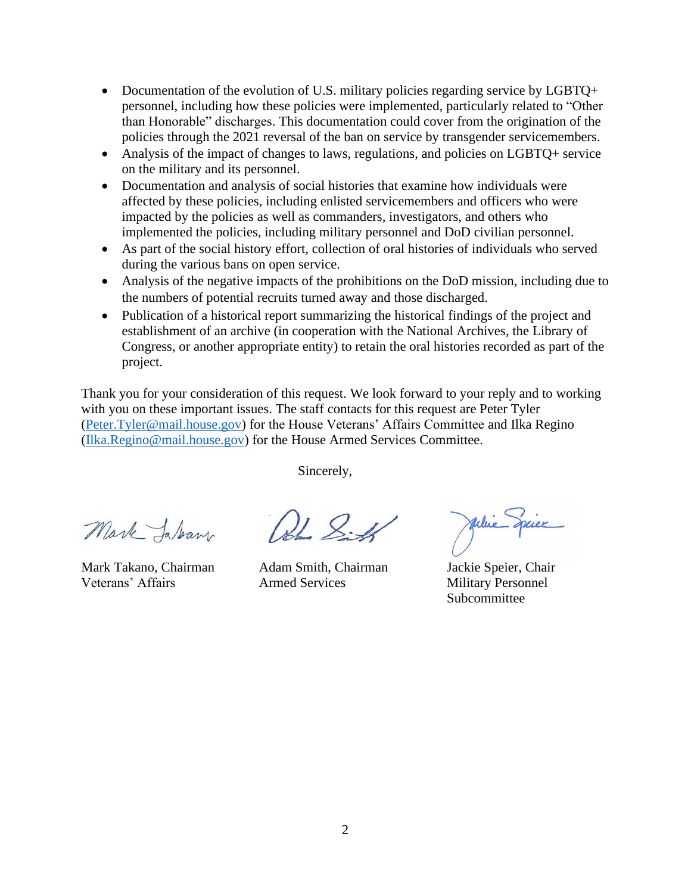- Documentation of the evolution of U.S. military policies regarding service by LGBTQ+ personnel, including how these policies were implemented, particularly related to "Other than Honorable" discharges. This documentation could cover from the origination of the policies through the 2021 reversal of the ban on service by transgender servicemembers.
- Analysis of the impact of changes to laws, regulations, and policies on LGBTQ+ service on the military and its personnel.
- Documentation and analysis of social histories that examine how individuals were affected by these policies, including enlisted servicemembers and officers who were impacted by the policies as well as commanders, investigators, and others who implemented the policies, including military personnel and DoD civilian personnel.
- As part of the social history effort, collection of oral histories of individuals who served during the various bans on open service.
- Analysis of the negative impacts of the prohibitions on the DoD mission, including due to the numbers of potential recruits turned away and those discharged.
- Publication of a historical report summarizing the historical findings of the project and establishment of an archive (in cooperation with the National Archives, the Library of Congress, or another appropriate entity) to retain the oral histories recorded as part of the project.

Thank you for your consideration of this request. We look forward to your reply and to working with you on these important issues. The staff contacts for this request are Peter Tyler (Peter.Tyler@mail.house.gov) for the House Veterans' Affairs Committee and Ilka Regino (Ilka.Regino@mail.house.gov) for the House Armed Services Committee.

Sincerely,

Mark Takano, Chairman
Veterans' Affairs

Adam Smith, Chairman
Armed Services

Jackie Speier, Chair
Military Personnel
Subcommittee